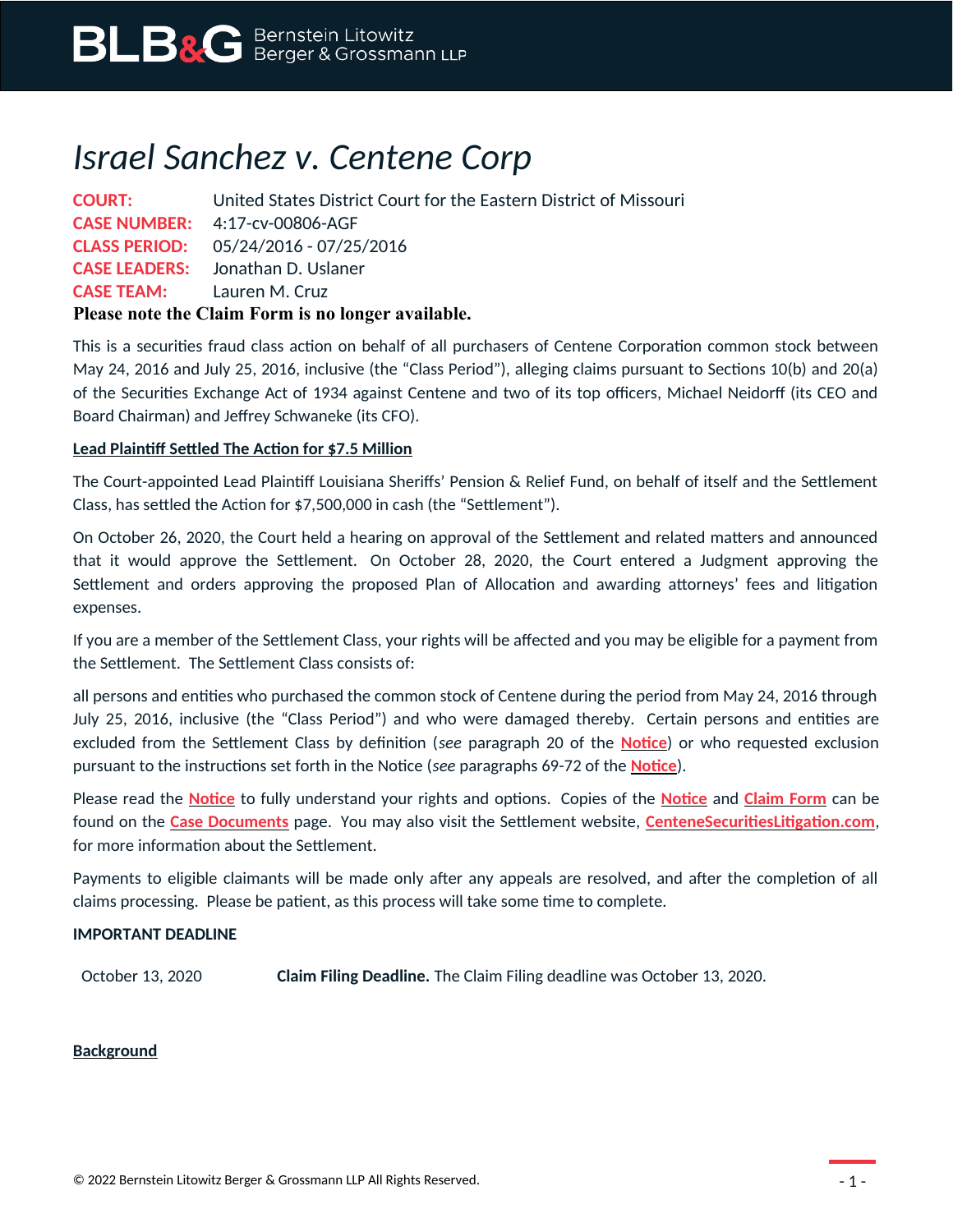# *Israel Sanchez v. Centene Corp*

**COURT:** United States District Court for the Eastern District of Missouri
**CASE NUMBER:** 4:17-cv-00806-AGF
**CLASS PERIOD:** 05/24/2016 - 07/25/2016
**CASE LEADERS:** Jonathan D. Uslaner
**CASE TEAM:** Lauren M. Cruz

**Please note the Claim Form is no longer available.**

This is a securities fraud class action on behalf of all purchasers of Centene Corporation common stock between May 24, 2016 and July 25, 2016, inclusive (the "Class Period"), alleging claims pursuant to Sections 10(b) and 20(a) of the Securities Exchange Act of 1934 against Centene and two of its top officers, Michael Neidorff (its CEO and Board Chairman) and Jeffrey Schwaneke (its CFO).

**Lead Plaintiff Settled The Action for $7.5 Million**

The Court-appointed Lead Plaintiff Louisiana Sheriffs' Pension & Relief Fund, on behalf of itself and the Settlement Class, has settled the Action for $7,500,000 in cash (the "Settlement").

On October 26, 2020, the Court held a hearing on approval of the Settlement and related matters and announced that it would approve the Settlement. On October 28, 2020, the Court entered a Judgment approving the Settlement and orders approving the proposed Plan of Allocation and awarding attorneys' fees and litigation expenses.

If you are a member of the Settlement Class, your rights will be affected and you may be eligible for a payment from the Settlement. The Settlement Class consists of:

all persons and entities who purchased the common stock of Centene during the period from May 24, 2016 through July 25, 2016, inclusive (the "Class Period") and who were damaged thereby. Certain persons and entities are excluded from the Settlement Class by definition (*see* paragraph 20 of the **Notice**) or who requested exclusion pursuant to the instructions set forth in the Notice (*see* paragraphs 69-72 of the **Notice**).

Please read the **Notice** to fully understand your rights and options. Copies of the **Notice** and **Claim Form** can be found on the **Case Documents** page. You may also visit the Settlement website, **CenteneSecuritiesLitigation.com**, for more information about the Settlement.

Payments to eligible claimants will be made only after any appeals are resolved, and after the completion of all claims processing. Please be patient, as this process will take some time to complete.

**IMPORTANT DEADLINE**

| | |
|---|---|
| October 13, 2020 | **Claim Filing Deadline.** The Claim Filing deadline was October 13, 2020. |

**Background**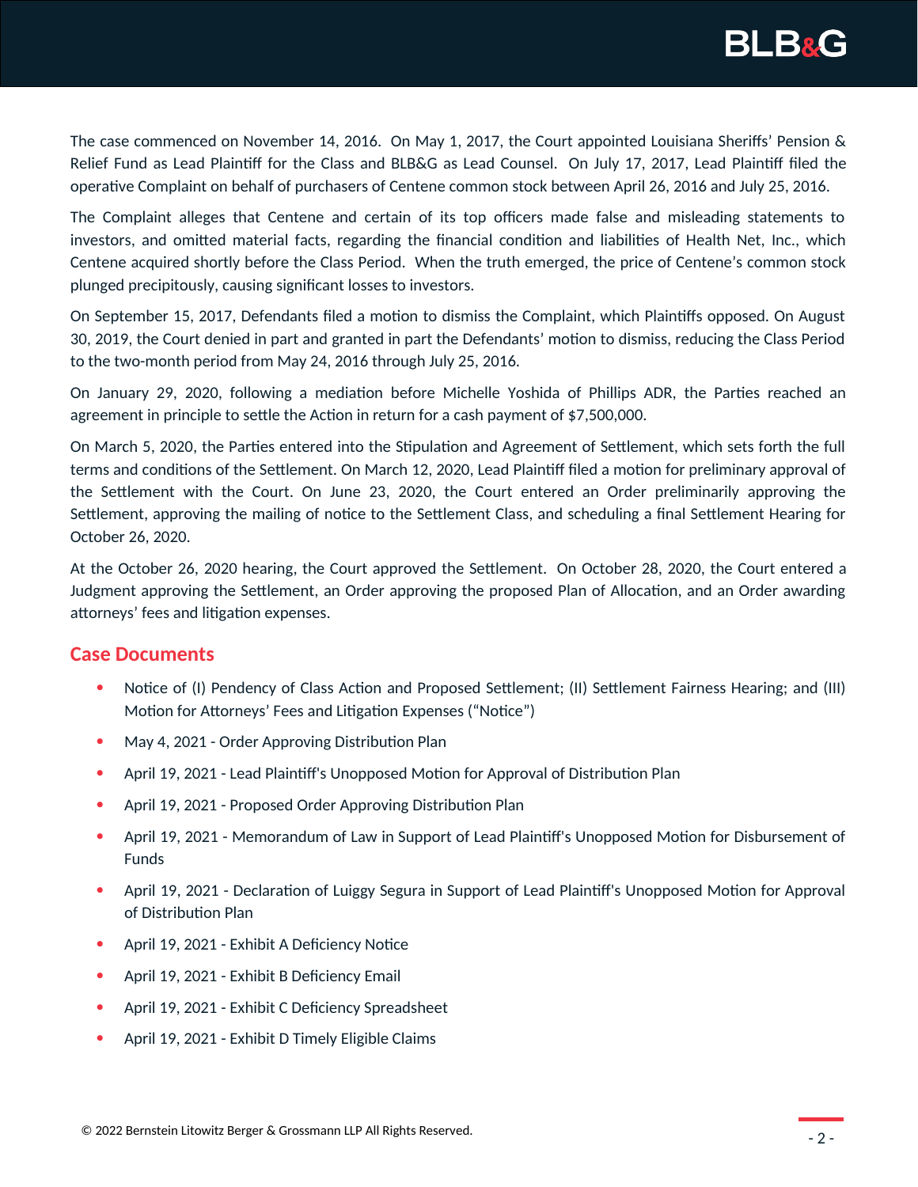The case commenced on November 14, 2016. On May 1, 2017, the Court appointed Louisiana Sheriffs' Pension & Relief Fund as Lead Plaintiff for the Class and BLB&G as Lead Counsel. On July 17, 2017, Lead Plaintiff filed the operative Complaint on behalf of purchasers of Centene common stock between April 26, 2016 and July 25, 2016.

The Complaint alleges that Centene and certain of its top officers made false and misleading statements to investors, and omitted material facts, regarding the financial condition and liabilities of Health Net, Inc., which Centene acquired shortly before the Class Period. When the truth emerged, the price of Centene's common stock plunged precipitously, causing significant losses to investors.

On September 15, 2017, Defendants filed a motion to dismiss the Complaint, which Plaintiffs opposed. On August 30, 2019, the Court denied in part and granted in part the Defendants' motion to dismiss, reducing the Class Period to the two-month period from May 24, 2016 through July 25, 2016.

On January 29, 2020, following a mediation before Michelle Yoshida of Phillips ADR, the Parties reached an agreement in principle to settle the Action in return for a cash payment of $7,500,000.

On March 5, 2020, the Parties entered into the Stipulation and Agreement of Settlement, which sets forth the full terms and conditions of the Settlement. On March 12, 2020, Lead Plaintiff filed a motion for preliminary approval of the Settlement with the Court. On June 23, 2020, the Court entered an Order preliminarily approving the Settlement, approving the mailing of notice to the Settlement Class, and scheduling a final Settlement Hearing for October 26, 2020.

At the October 26, 2020 hearing, the Court approved the Settlement. On October 28, 2020, the Court entered a Judgment approving the Settlement, an Order approving the proposed Plan of Allocation, and an Order awarding attorneys' fees and litigation expenses.

## Case Documents

- Notice of (I) Pendency of Class Action and Proposed Settlement; (II) Settlement Fairness Hearing; and (III) Motion for Attorneys' Fees and Litigation Expenses ("Notice")
- May 4, 2021 - Order Approving Distribution Plan
- April 19, 2021 - Lead Plaintiff's Unopposed Motion for Approval of Distribution Plan
- April 19, 2021 - Proposed Order Approving Distribution Plan
- April 19, 2021 - Memorandum of Law in Support of Lead Plaintiff's Unopposed Motion for Disbursement of Funds
- April 19, 2021 - Declaration of Luiggy Segura in Support of Lead Plaintiff's Unopposed Motion for Approval of Distribution Plan
- April 19, 2021 - Exhibit A Deficiency Notice
- April 19, 2021 - Exhibit B Deficiency Email
- April 19, 2021 - Exhibit C Deficiency Spreadsheet
- April 19, 2021 - Exhibit D Timely Eligible Claims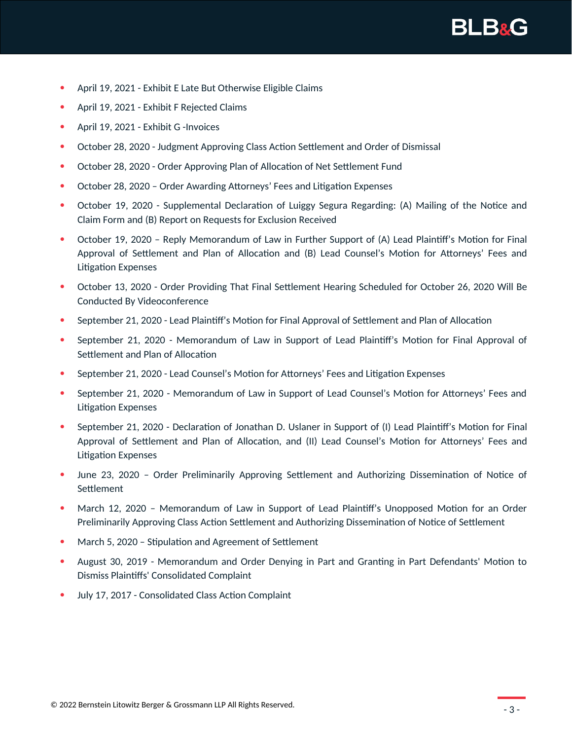- April 19, 2021 - Exhibit E Late But Otherwise Eligible Claims
- April 19, 2021 - Exhibit F Rejected Claims
- April 19, 2021 - Exhibit G -Invoices
- October 28, 2020 - Judgment Approving Class Action Settlement and Order of Dismissal
- October 28, 2020 - Order Approving Plan of Allocation of Net Settlement Fund
- October 28, 2020 – Order Awarding Attorneys' Fees and Litigation Expenses
- October 19, 2020 - Supplemental Declaration of Luiggy Segura Regarding: (A) Mailing of the Notice and Claim Form and (B) Report on Requests for Exclusion Received
- October 19, 2020 – Reply Memorandum of Law in Further Support of (A) Lead Plaintiff's Motion for Final Approval of Settlement and Plan of Allocation and (B) Lead Counsel's Motion for Attorneys' Fees and Litigation Expenses
- October 13, 2020 - Order Providing That Final Settlement Hearing Scheduled for October 26, 2020 Will Be Conducted By Videoconference
- September 21, 2020 - Lead Plaintiff's Motion for Final Approval of Settlement and Plan of Allocation
- September 21, 2020 - Memorandum of Law in Support of Lead Plaintiff's Motion for Final Approval of Settlement and Plan of Allocation
- September 21, 2020 - Lead Counsel's Motion for Attorneys' Fees and Litigation Expenses
- September 21, 2020 - Memorandum of Law in Support of Lead Counsel's Motion for Attorneys' Fees and Litigation Expenses
- September 21, 2020 - Declaration of Jonathan D. Uslaner in Support of (I) Lead Plaintiff's Motion for Final Approval of Settlement and Plan of Allocation, and (II) Lead Counsel's Motion for Attorneys' Fees and Litigation Expenses
- June 23, 2020 – Order Preliminarily Approving Settlement and Authorizing Dissemination of Notice of Settlement
- March 12, 2020 – Memorandum of Law in Support of Lead Plaintiff's Unopposed Motion for an Order Preliminarily Approving Class Action Settlement and Authorizing Dissemination of Notice of Settlement
- March 5, 2020 – Stipulation and Agreement of Settlement
- August 30, 2019 - Memorandum and Order Denying in Part and Granting in Part Defendants' Motion to Dismiss Plaintiffs' Consolidated Complaint
- July 17, 2017 - Consolidated Class Action Complaint